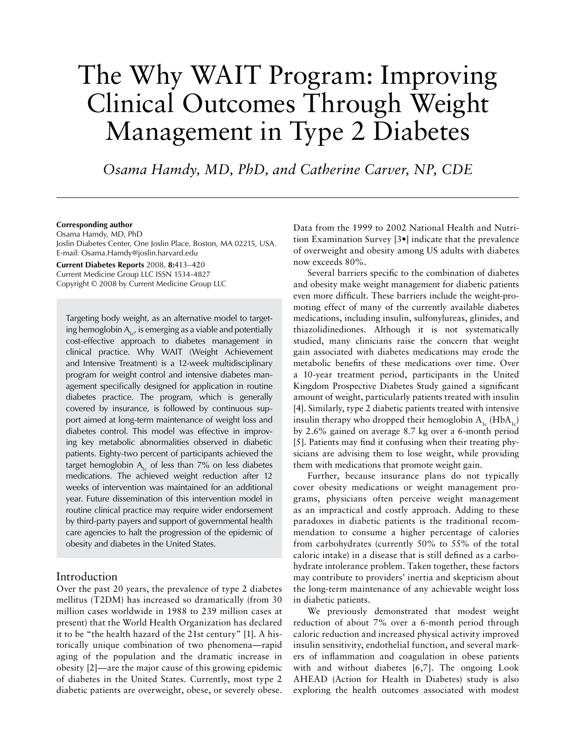# The Why WAIT Program: Improving Clinical Outcomes Through Weight Management in Type 2 Diabetes

*Osama Hamdy, MD, PhD, and Catherine Carver, NP, CDE*

**Corresponding author**
Osama Hamdy, MD, PhD
Joslin Diabetes Center, One Joslin Place, Boston, MA 02215, USA.
E-mail: Osama.Hamdy@joslin.harvard.edu

**Current Diabetes Reports** 2008, **8:**413–420
Current Medicine Group LLC ISSN 1534-4827
Copyright © 2008 by Current Medicine Group LLC

Targeting body weight, as an alternative model to targeting hemoglobin $A_{1c}$, is emerging as a viable and potentially cost-effective approach to diabetes management in clinical practice. Why WAIT (Weight Achievement and Intensive Treatment) is a 12-week multidisciplinary program for weight control and intensive diabetes management specifically designed for application in routine diabetes practice. The program, which is generally covered by insurance, is followed by continuous support aimed at long-term maintenance of weight loss and diabetes control. This model was effective in improving key metabolic abnormalities observed in diabetic patients. Eighty-two percent of participants achieved the target hemoglobin $A_{1c}$ of less than 7% on less diabetes medications. The achieved weight reduction after 12 weeks of intervention was maintained for an additional year. Future dissemination of this intervention model in routine clinical practice may require wider endorsement by third-party payers and support of governmental health care agencies to halt the progression of the epidemic of obesity and diabetes in the United States.

## Introduction

Over the past 20 years, the prevalence of type 2 diabetes mellitus (T2DM) has increased so dramatically (from 30 million cases worldwide in 1988 to 239 million cases at present) that the World Health Organization has declared it to be "the health hazard of the 21st century" [1]. A historically unique combination of two phenomena—rapid aging of the population and the dramatic increase in obesity [2]—are the major cause of this growing epidemic of diabetes in the United States. Currently, most type 2 diabetic patients are overweight, obese, or severely obese. Data from the 1999 to 2002 National Health and Nutrition Examination Survey [3•] indicate that the prevalence of overweight and obesity among US adults with diabetes now exceeds 80%.

Several barriers specific to the combination of diabetes and obesity make weight management for diabetic patients even more difficult. These barriers include the weight-promoting effect of many of the currently available diabetes medications, including insulin, sulfonylureas, glinides, and thiazolidinediones. Although it is not systematically studied, many clinicians raise the concern that weight gain associated with diabetes medications may erode the metabolic benefits of these medications over time. Over a 10-year treatment period, participants in the United Kingdom Prospective Diabetes Study gained a significant amount of weight, particularly patients treated with insulin [4]. Similarly, type 2 diabetic patients treated with intensive insulin therapy who dropped their hemoglobin $A_{1c}$ ($HbA_{1c}$) by 2.6% gained on average 8.7 kg over a 6-month period [5]. Patients may find it confusing when their treating physicians are advising them to lose weight, while providing them with medications that promote weight gain.

Further, because insurance plans do not typically cover obesity medications or weight management programs, physicians often perceive weight management as an impractical and costly approach. Adding to these paradoxes in diabetic patients is the traditional recommendation to consume a higher percentage of calories from carbohydrates (currently 50% to 55% of the total caloric intake) in a disease that is still defined as a carbohydrate intolerance problem. Taken together, these factors may contribute to providers' inertia and skepticism about the long-term maintenance of any achievable weight loss in diabetic patients.

We previously demonstrated that modest weight reduction of about 7% over a 6-month period through caloric reduction and increased physical activity improved insulin sensitivity, endothelial function, and several markers of inflammation and coagulation in obese patients with and without diabetes [6,7]. The ongoing Look AHEAD (Action for Health in Diabetes) study is also exploring the health outcomes associated with modest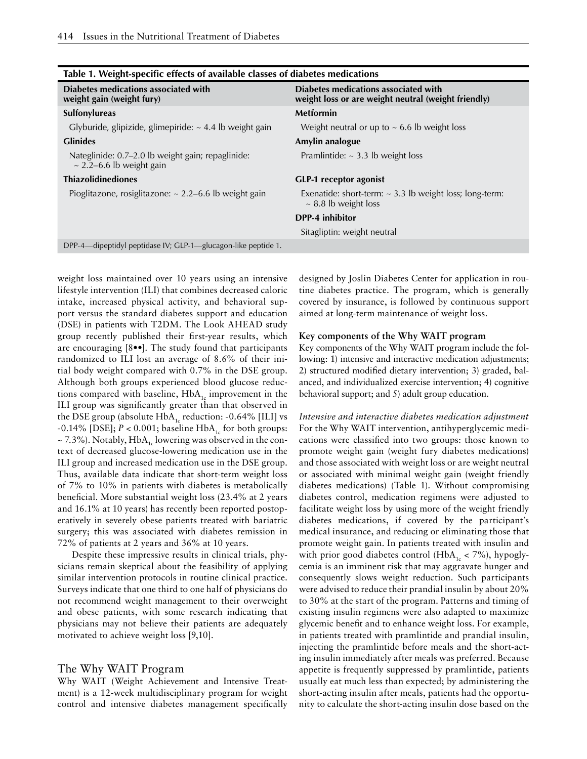**Table 1. Weight-specific effects of available classes of diabetes medications**

| Diabetes medications associated with weight gain (weight fury) | Diabetes medications associated with weight loss or are weight neutral (weight friendly) |
|---|---|
| **Sulfonylureas** | **Metformin** |
| Glyburide, glipizide, glimepiride: ~ 4.4 lb weight gain | Weight neutral or up to ~ 6.6 lb weight loss |
| **Glinides** | **Amylin analogue** |
| Nateglinide: 0.7–2.0 lb weight gain; repaglinide: ~ 2.2–6.6 lb weight gain | Pramlintide: ~ 3.3 lb weight loss |
| **Thiazolidinediones** | **GLP-1 receptor agonist** |
| Pioglitazone, rosiglitazone: ~ 2.2–6.6 lb weight gain | Exenatide: short-term: ~ 3.3 lb weight loss; long-term: ~ 8.8 lb weight loss |
| | **DPP-4 inhibitor** |
| | Sitagliptin: weight neutral |

DPP-4—dipeptidyl peptidase IV; GLP-1—glucagon-like peptide 1.

weight loss maintained over 10 years using an intensive lifestyle intervention (ILI) that combines decreased caloric intake, increased physical activity, and behavioral support versus the standard diabetes support and education (DSE) in patients with T2DM. The Look AHEAD study group recently published their first-year results, which are encouraging [8••]. The study found that participants randomized to ILI lost an average of 8.6% of their initial body weight compared with 0.7% in the DSE group. Although both groups experienced blood glucose reductions compared with baseline, $HbA_{1c}$ improvement in the ILI group was significantly greater than that observed in the DSE group (absolute $HbA_{1c}$ reduction: -0.64% [ILI] vs -0.14% [DSE]; $P < 0.001$; baseline $HbA_{1c}$ for both groups: ~ 7.3%). Notably, $HbA_{1c}$ lowering was observed in the context of decreased glucose-lowering medication use in the ILI group and increased medication use in the DSE group. Thus, available data indicate that short-term weight loss of 7% to 10% in patients with diabetes is metabolically beneficial. More substantial weight loss (23.4% at 2 years and 16.1% at 10 years) has recently been reported postoperatively in severely obese patients treated with bariatric surgery; this was associated with diabetes remission in 72% of patients at 2 years and 36% at 10 years.

Despite these impressive results in clinical trials, physicians remain skeptical about the feasibility of applying similar intervention protocols in routine clinical practice. Surveys indicate that one third to one half of physicians do not recommend weight management to their overweight and obese patients, with some research indicating that physicians may not believe their patients are adequately motivated to achieve weight loss [9,10].

## The Why WAIT Program

Why WAIT (Weight Achievement and Intensive Treatment) is a 12-week multidisciplinary program for weight control and intensive diabetes management specifically designed by Joslin Diabetes Center for application in routine diabetes practice. The program, which is generally covered by insurance, is followed by continuous support aimed at long-term maintenance of weight loss.

### Key components of the Why WAIT program

Key components of the Why WAIT program include the following: 1) intensive and interactive medication adjustments; 2) structured modified dietary intervention; 3) graded, balanced, and individualized exercise intervention; 4) cognitive behavioral support; and 5) adult group education.

*Intensive and interactive diabetes medication adjustment*
For the Why WAIT intervention, antihyperglycemic medications were classified into two groups: those known to promote weight gain (weight fury diabetes medications) and those associated with weight loss or are weight neutral or associated with minimal weight gain (weight friendly diabetes medications) (Table 1). Without compromising diabetes control, medication regimens were adjusted to facilitate weight loss by using more of the weight friendly diabetes medications, if covered by the participant's medical insurance, and reducing or eliminating those that promote weight gain. In patients treated with insulin and with prior good diabetes control ($HbA_{1c} < 7\%$), hypoglycemia is an imminent risk that may aggravate hunger and consequently slows weight reduction. Such participants were advised to reduce their prandial insulin by about 20% to 30% at the start of the program. Patterns and timing of existing insulin regimens were also adapted to maximize glycemic benefit and to enhance weight loss. For example, in patients treated with pramlintide and prandial insulin, injecting the pramlintide before meals and the short-acting insulin immediately after meals was preferred. Because appetite is frequently suppressed by pramlintide, patients usually eat much less than expected; by administering the short-acting insulin after meals, patients had the opportunity to calculate the short-acting insulin dose based on the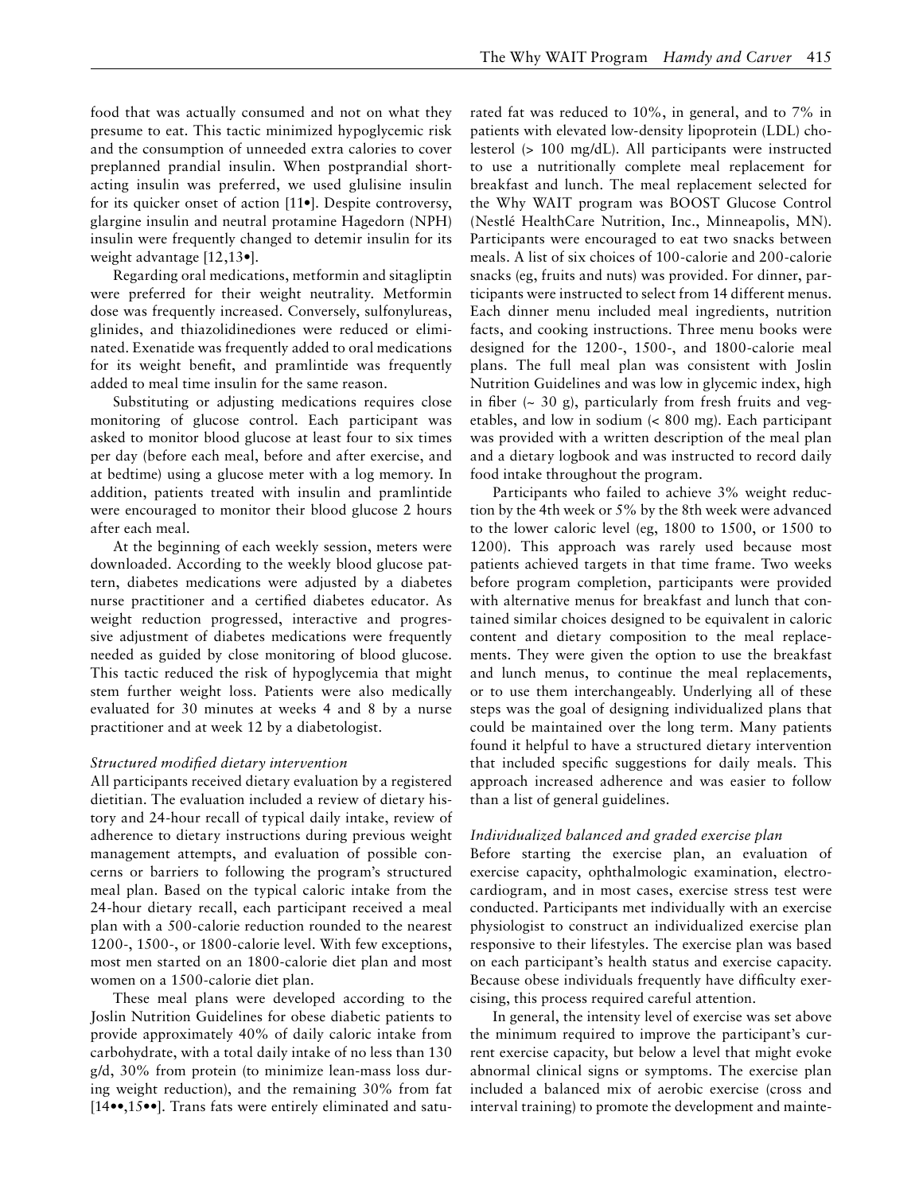food that was actually consumed and not on what they presume to eat. This tactic minimized hypoglycemic risk and the consumption of unneeded extra calories to cover preplanned prandial insulin. When postprandial short-acting insulin was preferred, we used glulisine insulin for its quicker onset of action [11•]. Despite controversy, glargine insulin and neutral protamine Hagedorn (NPH) insulin were frequently changed to detemir insulin for its weight advantage [12,13•].

Regarding oral medications, metformin and sitagliptin were preferred for their weight neutrality. Metformin dose was frequently increased. Conversely, sulfonylureas, glinides, and thiazolidinediones were reduced or eliminated. Exenatide was frequently added to oral medications for its weight benefit, and pramlintide was frequently added to meal time insulin for the same reason.

Substituting or adjusting medications requires close monitoring of glucose control. Each participant was asked to monitor blood glucose at least four to six times per day (before each meal, before and after exercise, and at bedtime) using a glucose meter with a log memory. In addition, patients treated with insulin and pramlintide were encouraged to monitor their blood glucose 2 hours after each meal.

At the beginning of each weekly session, meters were downloaded. According to the weekly blood glucose pattern, diabetes medications were adjusted by a diabetes nurse practitioner and a certified diabetes educator. As weight reduction progressed, interactive and progressive adjustment of diabetes medications were frequently needed as guided by close monitoring of blood glucose. This tactic reduced the risk of hypoglycemia that might stem further weight loss. Patients were also medically evaluated for 30 minutes at weeks 4 and 8 by a nurse practitioner and at week 12 by a diabetologist.

*Structured modified dietary intervention*

All participants received dietary evaluation by a registered dietitian. The evaluation included a review of dietary history and 24-hour recall of typical daily intake, review of adherence to dietary instructions during previous weight management attempts, and evaluation of possible concerns or barriers to following the program's structured meal plan. Based on the typical caloric intake from the 24-hour dietary recall, each participant received a meal plan with a 500-calorie reduction rounded to the nearest 1200-, 1500-, or 1800-calorie level. With few exceptions, most men started on an 1800-calorie diet plan and most women on a 1500-calorie diet plan.

These meal plans were developed according to the Joslin Nutrition Guidelines for obese diabetic patients to provide approximately 40% of daily caloric intake from carbohydrate, with a total daily intake of no less than 130 g/d, 30% from protein (to minimize lean-mass loss during weight reduction), and the remaining 30% from fat [14••,15••]. Trans fats were entirely eliminated and saturated fat was reduced to 10%, in general, and to 7% in patients with elevated low-density lipoprotein (LDL) cholesterol (> 100 mg/dL). All participants were instructed to use a nutritionally complete meal replacement for breakfast and lunch. The meal replacement selected for the Why WAIT program was BOOST Glucose Control (Nestlé HealthCare Nutrition, Inc., Minneapolis, MN). Participants were encouraged to eat two snacks between meals. A list of six choices of 100-calorie and 200-calorie snacks (eg, fruits and nuts) was provided. For dinner, participants were instructed to select from 14 different menus. Each dinner menu included meal ingredients, nutrition facts, and cooking instructions. Three menu books were designed for the 1200-, 1500-, and 1800-calorie meal plans. The full meal plan was consistent with Joslin Nutrition Guidelines and was low in glycemic index, high in fiber (~ 30 g), particularly from fresh fruits and vegetables, and low in sodium (< 800 mg). Each participant was provided with a written description of the meal plan and a dietary logbook and was instructed to record daily food intake throughout the program.

Participants who failed to achieve 3% weight reduction by the 4th week or 5% by the 8th week were advanced to the lower caloric level (eg, 1800 to 1500, or 1500 to 1200). This approach was rarely used because most patients achieved targets in that time frame. Two weeks before program completion, participants were provided with alternative menus for breakfast and lunch that contained similar choices designed to be equivalent in caloric content and dietary composition to the meal replacements. They were given the option to use the breakfast and lunch menus, to continue the meal replacements, or to use them interchangeably. Underlying all of these steps was the goal of designing individualized plans that could be maintained over the long term. Many patients found it helpful to have a structured dietary intervention that included specific suggestions for daily meals. This approach increased adherence and was easier to follow than a list of general guidelines.

*Individualized balanced and graded exercise plan*

Before starting the exercise plan, an evaluation of exercise capacity, ophthalmologic examination, electrocardiogram, and in most cases, exercise stress test were conducted. Participants met individually with an exercise physiologist to construct an individualized exercise plan responsive to their lifestyles. The exercise plan was based on each participant's health status and exercise capacity. Because obese individuals frequently have difficulty exercising, this process required careful attention.

In general, the intensity level of exercise was set above the minimum required to improve the participant's current exercise capacity, but below a level that might evoke abnormal clinical signs or symptoms. The exercise plan included a balanced mix of aerobic exercise (cross and interval training) to promote the development and mainte-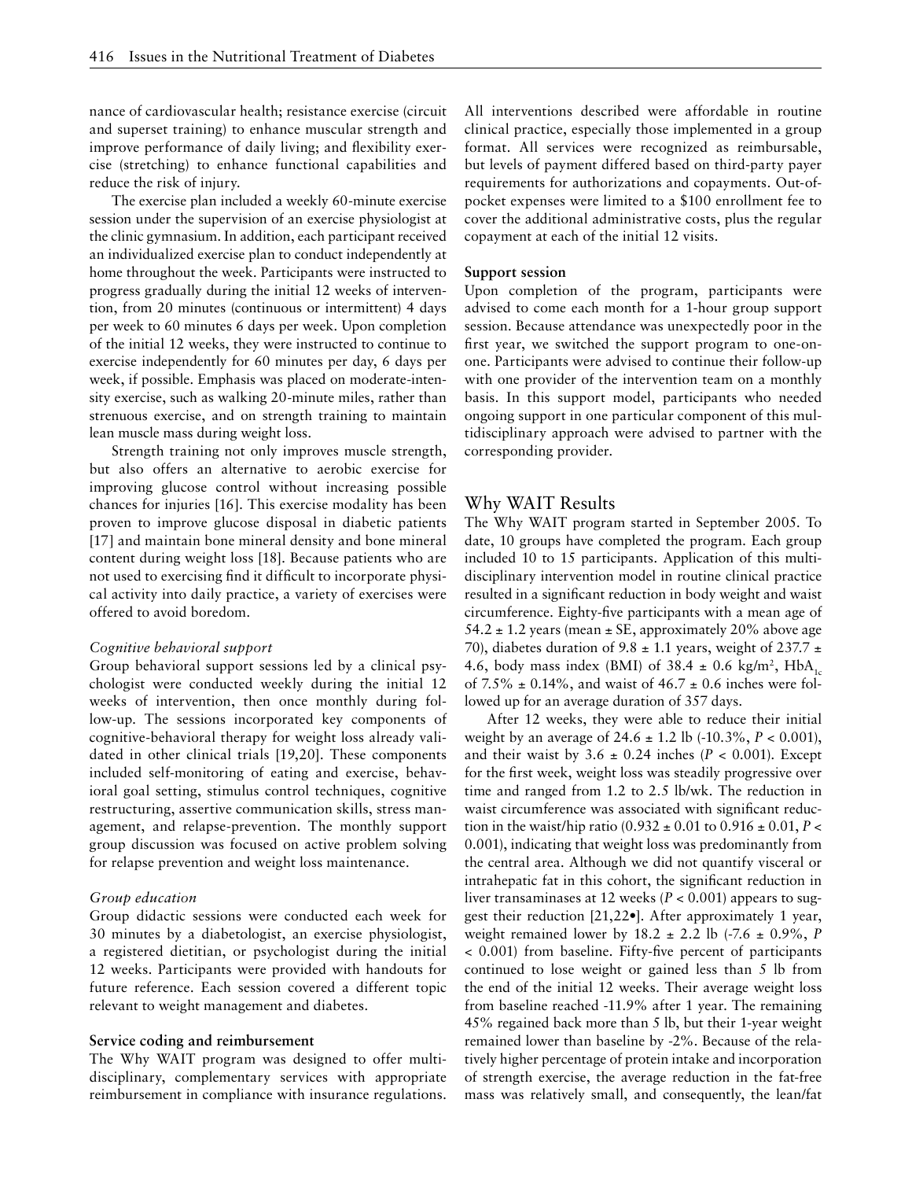nance of cardiovascular health; resistance exercise (circuit and superset training) to enhance muscular strength and improve performance of daily living; and flexibility exercise (stretching) to enhance functional capabilities and reduce the risk of injury.

The exercise plan included a weekly 60-minute exercise session under the supervision of an exercise physiologist at the clinic gymnasium. In addition, each participant received an individualized exercise plan to conduct independently at home throughout the week. Participants were instructed to progress gradually during the initial 12 weeks of intervention, from 20 minutes (continuous or intermittent) 4 days per week to 60 minutes 6 days per week. Upon completion of the initial 12 weeks, they were instructed to continue to exercise independently for 60 minutes per day, 6 days per week, if possible. Emphasis was placed on moderate-intensity exercise, such as walking 20-minute miles, rather than strenuous exercise, and on strength training to maintain lean muscle mass during weight loss.

Strength training not only improves muscle strength, but also offers an alternative to aerobic exercise for improving glucose control without increasing possible chances for injuries [16]. This exercise modality has been proven to improve glucose disposal in diabetic patients [17] and maintain bone mineral density and bone mineral content during weight loss [18]. Because patients who are not used to exercising find it difficult to incorporate physical activity into daily practice, a variety of exercises were offered to avoid boredom.

*Cognitive behavioral support*

Group behavioral support sessions led by a clinical psychologist were conducted weekly during the initial 12 weeks of intervention, then once monthly during follow-up. The sessions incorporated key components of cognitive-behavioral therapy for weight loss already validated in other clinical trials [19,20]. These components included self-monitoring of eating and exercise, behavioral goal setting, stimulus control techniques, cognitive restructuring, assertive communication skills, stress management, and relapse-prevention. The monthly support group discussion was focused on active problem solving for relapse prevention and weight loss maintenance.

*Group education*

Group didactic sessions were conducted each week for 30 minutes by a diabetologist, an exercise physiologist, a registered dietitian, or psychologist during the initial 12 weeks. Participants were provided with handouts for future reference. Each session covered a different topic relevant to weight management and diabetes.

**Service coding and reimbursement**

The Why WAIT program was designed to offer multidisciplinary, complementary services with appropriate reimbursement in compliance with insurance regulations. All interventions described were affordable in routine clinical practice, especially those implemented in a group format. All services were recognized as reimbursable, but levels of payment differed based on third-party payer requirements for authorizations and copayments. Out-of-pocket expenses were limited to a $100 enrollment fee to cover the additional administrative costs, plus the regular copayment at each of the initial 12 visits.

**Support session**

Upon completion of the program, participants were advised to come each month for a 1-hour group support session. Because attendance was unexpectedly poor in the first year, we switched the support program to one-on-one. Participants were advised to continue their follow-up with one provider of the intervention team on a monthly basis. In this support model, participants who needed ongoing support in one particular component of this multidisciplinary approach were advised to partner with the corresponding provider.

## Why WAIT Results

The Why WAIT program started in September 2005. To date, 10 groups have completed the program. Each group included 10 to 15 participants. Application of this multidisciplinary intervention model in routine clinical practice resulted in a significant reduction in body weight and waist circumference. Eighty-five participants with a mean age of 54.2 ± 1.2 years (mean ± SE, approximately 20% above age 70), diabetes duration of 9.8 ± 1.1 years, weight of 237.7 ± 4.6, body mass index (BMI) of 38.4 ± 0.6 kg/m$^2$, $HbA_{1c}$ of 7.5% ± 0.14%, and waist of 46.7 ± 0.6 inches were followed up for an average duration of 357 days.

After 12 weeks, they were able to reduce their initial weight by an average of 24.6 ± 1.2 lb (-10.3%, $P < 0.001$), and their waist by 3.6 ± 0.24 inches ($P < 0.001$). Except for the first week, weight loss was steadily progressive over time and ranged from 1.2 to 2.5 lb/wk. The reduction in waist circumference was associated with significant reduction in the waist/hip ratio (0.932 ± 0.01 to 0.916 ± 0.01, $P < 0.001$), indicating that weight loss was predominantly from the central area. Although we did not quantify visceral or intrahepatic fat in this cohort, the significant reduction in liver transaminases at 12 weeks ($P < 0.001$) appears to suggest their reduction [21,22•]. After approximately 1 year, weight remained lower by 18.2 ± 2.2 lb (-7.6 ± 0.9%, $P < 0.001$) from baseline. Fifty-five percent of participants continued to lose weight or gained less than 5 lb from the end of the initial 12 weeks. Their average weight loss from baseline reached -11.9% after 1 year. The remaining 45% regained back more than 5 lb, but their 1-year weight remained lower than baseline by -2%. Because of the relatively higher percentage of protein intake and incorporation of strength exercise, the average reduction in the fat-free mass was relatively small, and consequently, the lean/fat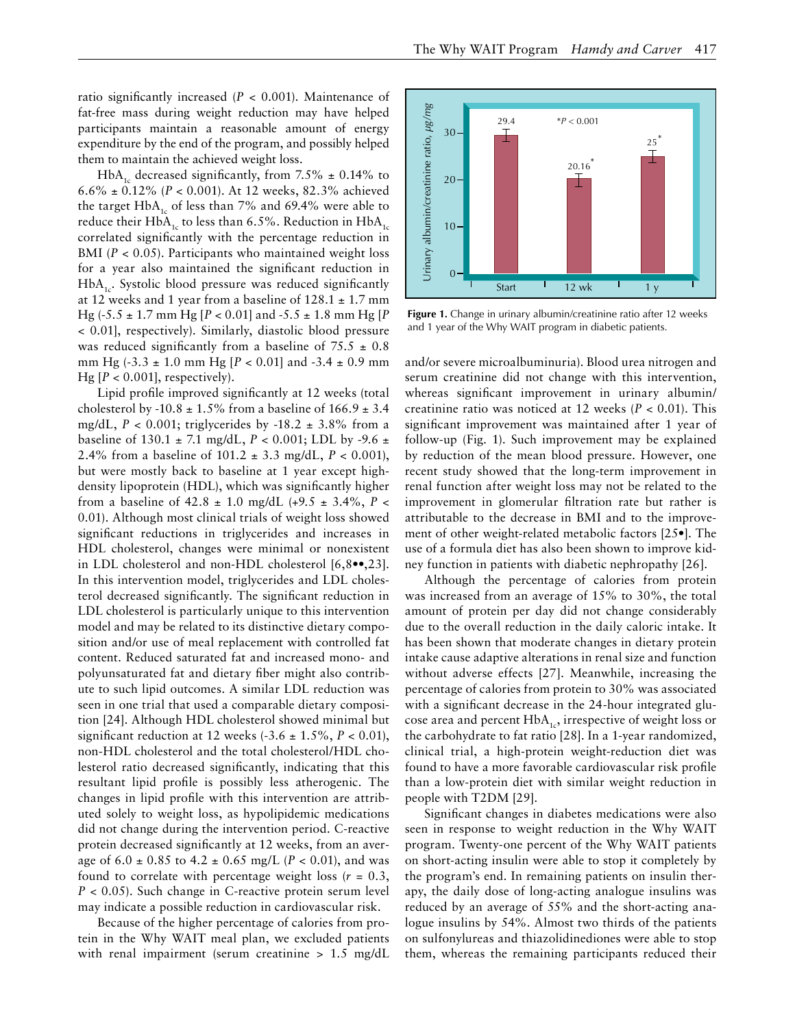ratio significantly increased ($P < 0.001$). Maintenance of fat-free mass during weight reduction may have helped participants maintain a reasonable amount of energy expenditure by the end of the program, and possibly helped them to maintain the achieved weight loss.

$HbA_{1c}$ decreased significantly, from 7.5% ± 0.14% to 6.6% ± 0.12% ($P < 0.001$). At 12 weeks, 82.3% achieved the target $HbA_{1c}$ of less than 7% and 69.4% were able to reduce their $HbA_{1c}$ to less than 6.5%. Reduction in $HbA_{1c}$ correlated significantly with the percentage reduction in BMI ($P < 0.05$). Participants who maintained weight loss for a year also maintained the significant reduction in $HbA_{1c}$. Systolic blood pressure was reduced significantly at 12 weeks and 1 year from a baseline of 128.1 ± 1.7 mm Hg (-5.5 ± 1.7 mm Hg [$P < 0.01$] and -5.5 ± 1.8 mm Hg [$P < 0.01$], respectively). Similarly, diastolic blood pressure was reduced significantly from a baseline of 75.5 ± 0.8 mm Hg (-3.3 ± 1.0 mm Hg [$P < 0.01$] and -3.4 ± 0.9 mm Hg [$P < 0.001$], respectively).

Lipid profile improved significantly at 12 weeks (total cholesterol by -10.8 ± 1.5% from a baseline of 166.9 ± 3.4 mg/dL, $P < 0.001$; triglycerides by -18.2 ± 3.8% from a baseline of 130.1 ± 7.1 mg/dL, $P < 0.001$; LDL by -9.6 ± 2.4% from a baseline of 101.2 ± 3.3 mg/dL, $P < 0.001$), but were mostly back to baseline at 1 year except high-density lipoprotein (HDL), which was significantly higher from a baseline of 42.8 ± 1.0 mg/dL (+9.5 ± 3.4%, $P < 0.01$). Although most clinical trials of weight loss showed significant reductions in triglycerides and increases in HDL cholesterol, changes were minimal or nonexistent in LDL cholesterol and non-HDL cholesterol [6,8••,23]. In this intervention model, triglycerides and LDL cholesterol decreased significantly. The significant reduction in LDL cholesterol is particularly unique to this intervention model and may be related to its distinctive dietary composition and/or use of meal replacement with controlled fat content. Reduced saturated fat and increased mono- and polyunsaturated fat and dietary fiber might also contribute to such lipid outcomes. A similar LDL reduction was seen in one trial that used a comparable dietary composition [24]. Although HDL cholesterol showed minimal but significant reduction at 12 weeks (-3.6 ± 1.5%, $P < 0.01$), non-HDL cholesterol and the total cholesterol/HDL cholesterol ratio decreased significantly, indicating that this resultant lipid profile is possibly less atherogenic. The changes in lipid profile with this intervention are attributed solely to weight loss, as hypolipidemic medications did not change during the intervention period. C-reactive protein decreased significantly at 12 weeks, from an average of 6.0 ± 0.85 to 4.2 ± 0.65 mg/L ($P < 0.01$), and was found to correlate with percentage weight loss ($r = 0.3$, $P < 0.05$). Such change in C-reactive protein serum level may indicate a possible reduction in cardiovascular risk.

Because of the higher percentage of calories from protein in the Why WAIT meal plan, we excluded patients with renal impairment (serum creatinine > 1.5 mg/dL and/or severe microalbuminuria). Blood urea nitrogen and serum creatinine did not change with this intervention, whereas significant improvement in urinary albumin/creatinine ratio was noticed at 12 weeks ($P < 0.01$). This significant improvement was maintained after 1 year of follow-up (Fig. 1). Such improvement may be explained by reduction of the mean blood pressure. However, one recent study showed that the long-term improvement in renal function after weight loss may not be related to the improvement in glomerular filtration rate but rather is attributable to the decrease in BMI and to the improvement of other weight-related metabolic factors [25•]. The use of a formula diet has also been shown to improve kidney function in patients with diabetic nephropathy [26].

| | Start | 12 wk | 1 y |
|---|---|---|---|
| Urinary albumin/creatinine ratio, μg/mg | 29.4 | 20.16* | 25* |

*$P < 0.001$

**Figure 1.** Change in urinary albumin/creatinine ratio after 12 weeks and 1 year of the Why WAIT program in diabetic patients.

Although the percentage of calories from protein was increased from an average of 15% to 30%, the total amount of protein per day did not change considerably due to the overall reduction in the daily caloric intake. It has been shown that moderate changes in dietary protein intake cause adaptive alterations in renal size and function without adverse effects [27]. Meanwhile, increasing the percentage of calories from protein to 30% was associated with a significant decrease in the 24-hour integrated glucose area and percent $HbA_{1c}$, irrespective of weight loss or the carbohydrate to fat ratio [28]. In a 1-year randomized, clinical trial, a high-protein weight-reduction diet was found to have a more favorable cardiovascular risk profile than a low-protein diet with similar weight reduction in people with T2DM [29].

Significant changes in diabetes medications were also seen in response to weight reduction in the Why WAIT program. Twenty-one percent of the Why WAIT patients on short-acting insulin were able to stop it completely by the program's end. In remaining patients on insulin therapy, the daily dose of long-acting analogue insulins was reduced by an average of 55% and the short-acting analogue insulins by 54%. Almost two thirds of the patients on sulfonylureas and thiazolidinediones were able to stop them, whereas the remaining participants reduced their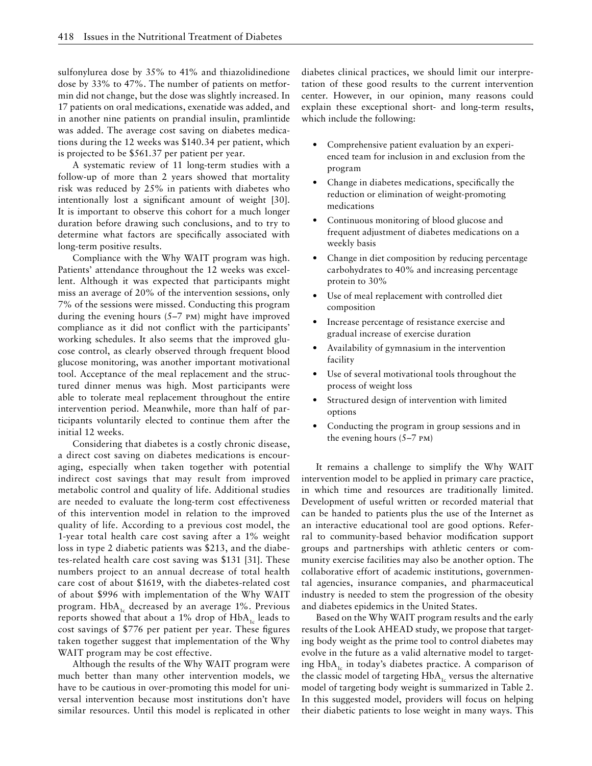sulfonylurea dose by 35% to 41% and thiazolidinedione dose by 33% to 47%. The number of patients on metformin did not change, but the dose was slightly increased. In 17 patients on oral medications, exenatide was added, and in another nine patients on prandial insulin, pramlintide was added. The average cost saving on diabetes medications during the 12 weeks was $140.34 per patient, which is projected to be $561.37 per patient per year.

A systematic review of 11 long-term studies with a follow-up of more than 2 years showed that mortality risk was reduced by 25% in patients with diabetes who intentionally lost a significant amount of weight [30]. It is important to observe this cohort for a much longer duration before drawing such conclusions, and to try to determine what factors are specifically associated with long-term positive results.

Compliance with the Why WAIT program was high. Patients' attendance throughout the 12 weeks was excellent. Although it was expected that participants might miss an average of 20% of the intervention sessions, only 7% of the sessions were missed. Conducting this program during the evening hours (5–7 PM) might have improved compliance as it did not conflict with the participants' working schedules. It also seems that the improved glucose control, as clearly observed through frequent blood glucose monitoring, was another important motivational tool. Acceptance of the meal replacement and the structured dinner menus was high. Most participants were able to tolerate meal replacement throughout the entire intervention period. Meanwhile, more than half of participants voluntarily elected to continue them after the initial 12 weeks.

Considering that diabetes is a costly chronic disease, a direct cost saving on diabetes medications is encouraging, especially when taken together with potential indirect cost savings that may result from improved metabolic control and quality of life. Additional studies are needed to evaluate the long-term cost effectiveness of this intervention model in relation to the improved quality of life. According to a previous cost model, the 1-year total health care cost saving after a 1% weight loss in type 2 diabetic patients was $213, and the diabetes-related health care cost saving was $131 [31]. These numbers project to an annual decrease of total health care cost of about $1619, with the diabetes-related cost of about $996 with implementation of the Why WAIT program. $HbA_{1c}$ decreased by an average 1%. Previous reports showed that about a 1% drop of $HbA_{1c}$ leads to cost savings of $776 per patient per year. These figures taken together suggest that implementation of the Why WAIT program may be cost effective.

Although the results of the Why WAIT program were much better than many other intervention models, we have to be cautious in over-promoting this model for universal intervention because most institutions don't have similar resources. Until this model is replicated in other diabetes clinical practices, we should limit our interpretation of these good results to the current intervention center. However, in our opinion, many reasons could explain these exceptional short- and long-term results, which include the following:

- Comprehensive patient evaluation by an experienced team for inclusion in and exclusion from the program
- Change in diabetes medications, specifically the reduction or elimination of weight-promoting medications
- Continuous monitoring of blood glucose and frequent adjustment of diabetes medications on a weekly basis
- Change in diet composition by reducing percentage carbohydrates to 40% and increasing percentage protein to 30%
- Use of meal replacement with controlled diet composition
- Increase percentage of resistance exercise and gradual increase of exercise duration
- Availability of gymnasium in the intervention facility
- Use of several motivational tools throughout the process of weight loss
- Structured design of intervention with limited options
- Conducting the program in group sessions and in the evening hours (5–7 PM)

It remains a challenge to simplify the Why WAIT intervention model to be applied in primary care practice, in which time and resources are traditionally limited. Development of useful written or recorded material that can be handed to patients plus the use of the Internet as an interactive educational tool are good options. Referral to community-based behavior modification support groups and partnerships with athletic centers or community exercise facilities may also be another option. The collaborative effort of academic institutions, governmental agencies, insurance companies, and pharmaceutical industry is needed to stem the progression of the obesity and diabetes epidemics in the United States.

Based on the Why WAIT program results and the early results of the Look AHEAD study, we propose that targeting body weight as the prime tool to control diabetes may evolve in the future as a valid alternative model to targeting $HbA_{1c}$ in today's diabetes practice. A comparison of the classic model of targeting $HbA_{1c}$ versus the alternative model of targeting body weight is summarized in Table 2. In this suggested model, providers will focus on helping their diabetic patients to lose weight in many ways. This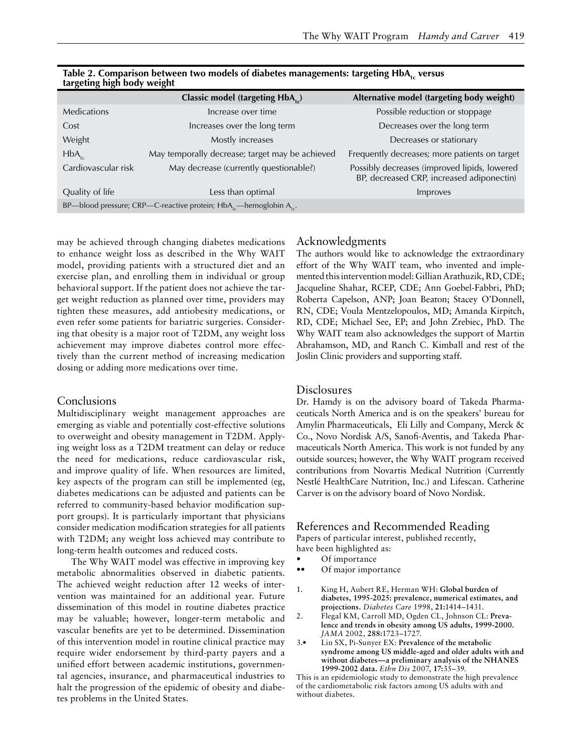**Table 2. Comparison between two models of diabetes managements: targeting $HbA_{1c}$ versus targeting high body weight**

| | Classic model (targeting $HbA_{1c}$) | Alternative model (targeting body weight) |
|---|---|---|
| Medications | Increase over time | Possible reduction or stoppage |
| Cost | Increases over the long term | Decreases over the long term |
| Weight | Mostly increases | Decreases or stationary |
| $HbA_{1c}$ | May temporally decrease; target may be achieved | Frequently decreases; more patients on target |
| Cardiovascular risk | May decrease (currently questionable?) | Possibly decreases (improved lipids, lowered BP, decreased CRP, increased adiponectin) |
| Quality of life | Less than optimal | Improves |

BP—blood pressure; CRP—C-reactive protein; $HbA_{1c}$—hemoglobin $A_{1c}$.

may be achieved through changing diabetes medications to enhance weight loss as described in the Why WAIT model, providing patients with a structured diet and an exercise plan, and enrolling them in individual or group behavioral support. If the patient does not achieve the target weight reduction as planned over time, providers may tighten these measures, add antiobesity medications, or even refer some patients for bariatric surgeries. Considering that obesity is a major root of T2DM, any weight loss achievement may improve diabetes control more effectively than the current method of increasing medication dosing or adding more medications over time.

## Conclusions

Multidisciplinary weight management approaches are emerging as viable and potentially cost-effective solutions to overweight and obesity management in T2DM. Applying weight loss as a T2DM treatment can delay or reduce the need for medications, reduce cardiovascular risk, and improve quality of life. When resources are limited, key aspects of the program can still be implemented (eg, diabetes medications can be adjusted and patients can be referred to community-based behavior modification support groups). It is particularly important that physicians consider medication modification strategies for all patients with T2DM; any weight loss achieved may contribute to long-term health outcomes and reduced costs.

The Why WAIT model was effective in improving key metabolic abnormalities observed in diabetic patients. The achieved weight reduction after 12 weeks of intervention was maintained for an additional year. Future dissemination of this model in routine diabetes practice may be valuable; however, longer-term metabolic and vascular benefits are yet to be determined. Dissemination of this intervention model in routine clinical practice may require wider endorsement by third-party payers and a unified effort between academic institutions, governmental agencies, insurance, and pharmaceutical industries to halt the progression of the epidemic of obesity and diabetes problems in the United States.

## Acknowledgments

The authors would like to acknowledge the extraordinary effort of the Why WAIT team, who invented and implemented this intervention model: Gillian Arathuzik, RD, CDE; Jacqueline Shahar, RCEP, CDE; Ann Goebel-Fabbri, PhD; Roberta Capelson, ANP; Joan Beaton; Stacey O'Donnell, RN, CDE; Voula Mentzelopoulos, MD; Amanda Kirpitch, RD, CDE; Michael See, EP; and John Zrebiec, PhD. The Why WAIT team also acknowledges the support of Martin Abrahamson, MD, and Ranch C. Kimball and rest of the Joslin Clinic providers and supporting staff.

## Disclosures

Dr. Hamdy is on the advisory board of Takeda Pharmaceuticals North America and is on the speakers' bureau for Amylin Pharmaceuticals, Eli Lilly and Company, Merck & Co., Novo Nordisk A/S, Sanofi-Aventis, and Takeda Pharmaceuticals North America. This work is not funded by any outside sources; however, the Why WAIT program received contributions from Novartis Medical Nutrition (Currently Nestlé HealthCare Nutrition, Inc.) and Lifescan. Catherine Carver is on the advisory board of Novo Nordisk.

## References and Recommended Reading

Papers of particular interest, published recently, have been highlighted as:

- • Of importance
- •• Of major importance

1. King H, Aubert RE, Herman WH: **Global burden of diabetes, 1995-2025: prevalence, numerical estimates, and projections.** *Diabetes Care* 1998, **21:**1414–1431.
2. Flegal KM, Carroll MD, Ogden CL, Johnson CL: **Prevalence and trends in obesity among US adults, 1999-2000.** *JAMA* 2002, **288:**1723–1727.
3. • Lin SX, Pi-Sunyer EX: **Prevalence of the metabolic syndrome among US middle-aged and older adults with and without diabetes—a preliminary analysis of the NHANES 1999-2002 data.** *Ethn Dis* 2007, **17:**35–39.

This is an epidemiologic study to demonstrate the high prevalence of the cardiometabolic risk factors among US adults with and without diabetes.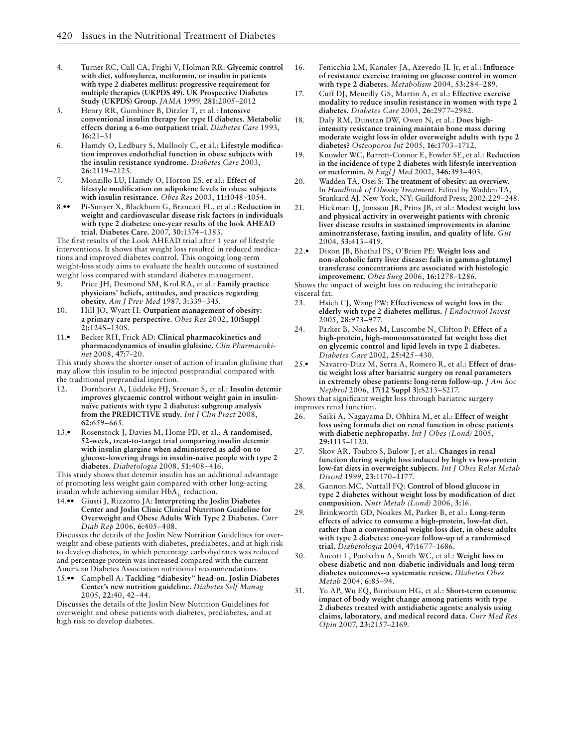4. Turner RC, Cull CA, Frighi V, Holman RR: **Glycemic control with diet, sulfonylurea, metformin, or insulin in patients with type 2 diabetes mellitus: progressive requirement for multiple therapies (UKPDS 49). UK Prospective Diabetes Study (UKPDS) Group.** *JAMA* 1999, **281:**2005–2012

5. Henry RR, Gumbiner B, Ditzler T, et al.: **Intensive conventional insulin therapy for type II diabetes. Metabolic effects during a 6-mo outpatient trial.** *Diabetes Care* 1993, **16:**21–31

6. Hamdy O, Ledbury S, Mullooly C, et al.: **Lifestyle modification improves endothelial function in obese subjects with the insulin resistance syndrome.** *Diabetes Care* 2003, **26:**2119–2125.

7. Monzillo LU, Hamdy O, Horton ES, et al.: **Effect of lifestyle modification on adipokine levels in obese subjects with insulin resistance.** *Obes Res* 2003, **11:**1048–1054.

8.•• Pi-Sunyer X, Blackburn G, Brancati FL, et al.: **Reduction in weight and cardiovascular disease risk factors in individuals with type 2 diabetes: one-year results of the look AHEAD trial. Diabetes Care.** 2007, **30:**1374–1383.

The first results of the Look AHEAD trial after 1 year of lifestyle interventions. It shows that weight loss resulted in reduced medications and improved diabetes control. This ongoing long-term weight-loss study aims to evaluate the health outcome of sustained weight loss compared with standard diabetes management.

9. Price JH, Desmond SM, Krol RA, et al.: **Family practice physicians' beliefs, attitudes, and practices regarding obesity.** *Am J Prev Med* 1987, **3:**339–345.

10. Hill JO, Wyatt H: **Outpatient management of obesity: a primary care perspective.** *Obes Res* 2002, **10(Suppl 2):**124S–130S.

11.• Becker RH, Frick AD: **Clinical pharmacokinetics and pharmacodynamics of insulin glulisine.** *Clin Pharmacokinet* 2008, **47:**7–20.

This study shows the shorter onset of action of insulin glulisine that may allow this insulin to be injected postprandial compared with the traditional preprandial injection.

12. Dornhorst A, Lüddeke HJ, Sreenan S, et al.: **Insulin detemir improves glycaemic control without weight gain in insulin-naïve patients with type 2 diabetes: subgroup analysis from the PREDICTIVE study.** *Int J Clin Pract* 2008, **62:**659–665.

13.• Rosenstock J, Davies M, Home PD, et al.: **A randomised, 52-week, treat-to-target trial comparing insulin detemir with insulin glargine when administered as add-on to glucose-lowering drugs in insulin-naive people with type 2 diabetes.** *Diabetologia* 2008, **51:**408–416.

This study shows that detemir insulin has an additional advantage of promoting less weight gain compared with other long-acting insulin while achieving similar $HbA_{1c}$ reduction.

14.•• Giusti J, Rizzotto JA: **Interpreting the Joslin Diabetes Center and Joslin Clinic Clinical Nutrition Guideline for Overweight and Obese Adults With Type 2 Diabetes.** *Curr Diab Rep* 2006, **6:**405–408.

Discusses the details of the Joslin New Nutrition Guidelines for overweight and obese patients with diabetes, prediabetes, and at high risk to develop diabetes, in which percentage carbohydrates was reduced and percentage protein was increased compared with the current American Diabetes Association nutritional recommendations.

15.•• Campbell A: **Tackling "diabesity" head-on. Joslin Diabetes Center's new nutrition guideline.** *Diabetes Self Manag* 2005, **22:**40, 42–44.

Discusses the details of the Joslin New Nutrition Guidelines for overweight and obese patients with diabetes, prediabetes, and at high risk to develop diabetes.

16. Fenicchia LM, Kanaley JA, Azevedo JL Jr, et al.: **Influence of resistance exercise training on glucose control in women with type 2 diabetes.** *Metabolism* 2004, **53:**284–289.

17. Cuff DJ, Meneilly GS, Martin A, et al.: **Effective exercise modality to reduce insulin resistance in women with type 2 diabetes.** *Diabetes Care* 2003, **26:**2977–2982.

18. Daly RM, Dunstan DW, Owen N, et al.: **Does high-intensity resistance training maintain bone mass during moderate weight loss in older overweight adults with type 2 diabetes?** *Osteoporos Int* 2005, **16:**1703–1712.

19. Knowler WC, Barrett-Connor E, Fowler SE, et al.: **Reduction in the incidence of type 2 diabetes with lifestyle intervention or metformin.** *N Engl J Med* 2002, **346:**393–403.

20. Wadden TA, Osei S: **The treatment of obesity: an overview.** In *Handbook of Obesity Treatment.* Edited by Wadden TA, Stunkard AJ. New York, NY: Guildford Press; 2002:229–248.

21. Hickman IJ, Jonsson JR, Prins JB, et al.: **Modest weight loss and physical activity in overweight patients with chronic liver disease results in sustained improvements in alanine aminotransferase, fasting insulin, and quality of life.** *Gut* 2004, **53:**413–419.

22.• Dixon JB, Bhathal PS, O'Brien PE: **Weight loss and non-alcoholic fatty liver disease: falls in gamma-glutamyl transferase concentrations are associated with histologic improvement.** *Obes Surg* 2006, **16:**1278–1286.

Shows the impact of weight loss on reducing the intrahepatic visceral fat.

23. Hsieh CJ, Wang PW: **Effectiveness of weight loss in the elderly with type 2 diabetes mellitus.** *J Endocrinol Invest* 2005, **28:**973–977.

24. Parker B, Noakes M, Luscombe N, Clifton P: **Effect of a high-protein, high-monounsaturated fat weight loss diet on glycemic control and lipid levels in type 2 diabetes.** *Diabetes Care* 2002, **25:**425–430.

25.• Navarro-Diaz M, Serra A, Romero R, et al.: **Effect of drastic weight loss after bariatric surgery on renal parameters in extremely obese patients: long-term follow-up.** *J Am Soc Nephrol* 2006, **17(12 Suppl 3):**S213–S217.

Shows that significant weight loss through bariatric surgery improves renal function.

26. Saiki A, Nagayama D, Ohhira M, et al.: **Effect of weight loss using formula diet on renal function in obese patients with diabetic nephropathy.** *Int J Obes (Lond)* 2005, **29:**1115–1120.

27. Skov AR, Toubro S, Bulow J, et al.: **Changes in renal function during weight loss induced by high vs low-protein low-fat diets in overweight subjects.** *Int J Obes Relat Metab Disord* 1999, **23:**1170–1177.

28. Gannon MC, Nuttall FQ: **Control of blood glucose in type 2 diabetes without weight loss by modification of diet composition.** *Nutr Metab (Lond)* 2006, **3:**16.

29. Brinkworth GD, Noakes M, Parker B, et al.: **Long-term effects of advice to consume a high-protein, low-fat diet, rather than a conventional weight-loss diet, in obese adults with type 2 diabetes: one-year follow-up of a randomised trial.** *Diabetologia* 2004, **47:**1677–1686.

30. Aucott L, Poobalan A, Smith WC, et al.: **Weight loss in obese diabetic and non-diabetic individuals and long-term diabetes outcomes--a systematic review.** *Diabetes Obes Metab* 2004, **6:**85–94.

31. Yu AP, Wu EQ, Birnbaum HG, et al.: **Short-term economic impact of body weight change among patients with type 2 diabetes treated with antidiabetic agents: analysis using claims, laboratory, and medical record data.** *Curr Med Res Opin* 2007, **23:**2157–2169.